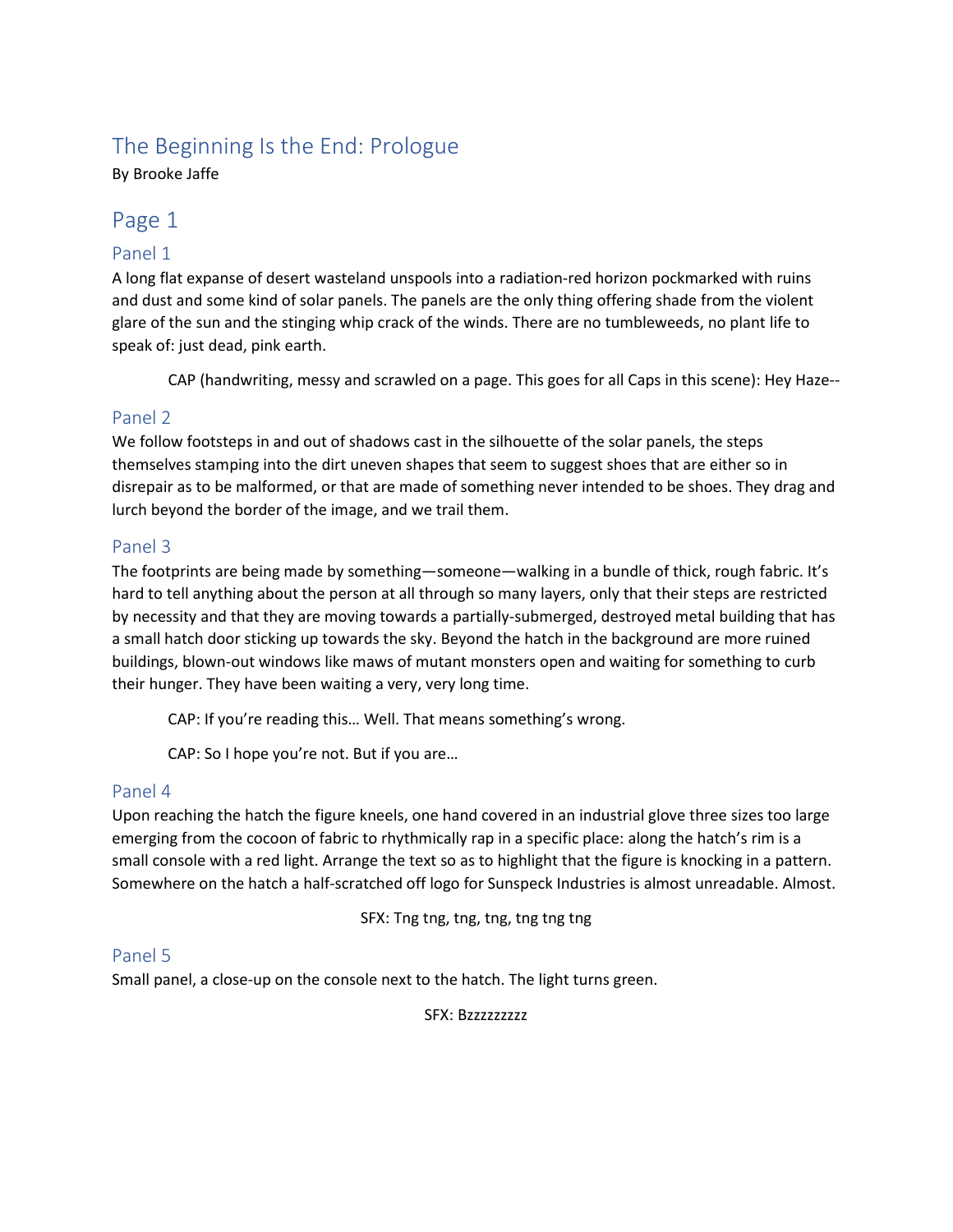# The Beginning Is the End: Prologue

By Brooke Jaffe

## Page 1

### Panel 1

A long flat expanse of desert wasteland unspools into a radiation-red horizon pockmarked with ruins and dust and some kind of solar panels. The panels are the only thing offering shade from the violent glare of the sun and the stinging whip crack of the winds. There are no tumbleweeds, no plant life to speak of: just dead, pink earth.

> CAP (handwriting, messy and scrawled on a page. This goes for all Caps in this scene): Hey Haze--

### Panel 2

We follow footsteps in and out of shadows cast in the silhouette of the solar panels, the steps themselves stamping into the dirt uneven shapes that seem to suggest shoes that are either so in disrepair as to be malformed, or that are made of something never intended to be shoes. They drag and lurch beyond the border of the image, and we trail them.

### Panel 3

The footprints are being made by something—someone—walking in a bundle of thick, rough fabric. It's hard to tell anything about the person at all through so many layers, only that their steps are restricted by necessity and that they are moving towards a partially-submerged, destroyed metal building that has a small hatch door sticking up towards the sky. Beyond the hatch in the background are more ruined buildings, blown-out windows like maws of mutant monsters open and waiting for something to curb their hunger. They have been waiting a very, very long time.

> CAP: If you're reading this… Well. That means something's wrong.
>
> CAP: So I hope you're not. But if you are…

### Panel 4

Upon reaching the hatch the figure kneels, one hand covered in an industrial glove three sizes too large emerging from the cocoon of fabric to rhythmically rap in a specific place: along the hatch's rim is a small console with a red light. Arrange the text so as to highlight that the figure is knocking in a pattern. Somewhere on the hatch a half-scratched off logo for Sunspeck Industries is almost unreadable. Almost.

SFX: Tng tng, tng, tng, tng tng tng

### Panel 5

Small panel, a close-up on the console next to the hatch. The light turns green.

SFX: Bzzzzzzzzz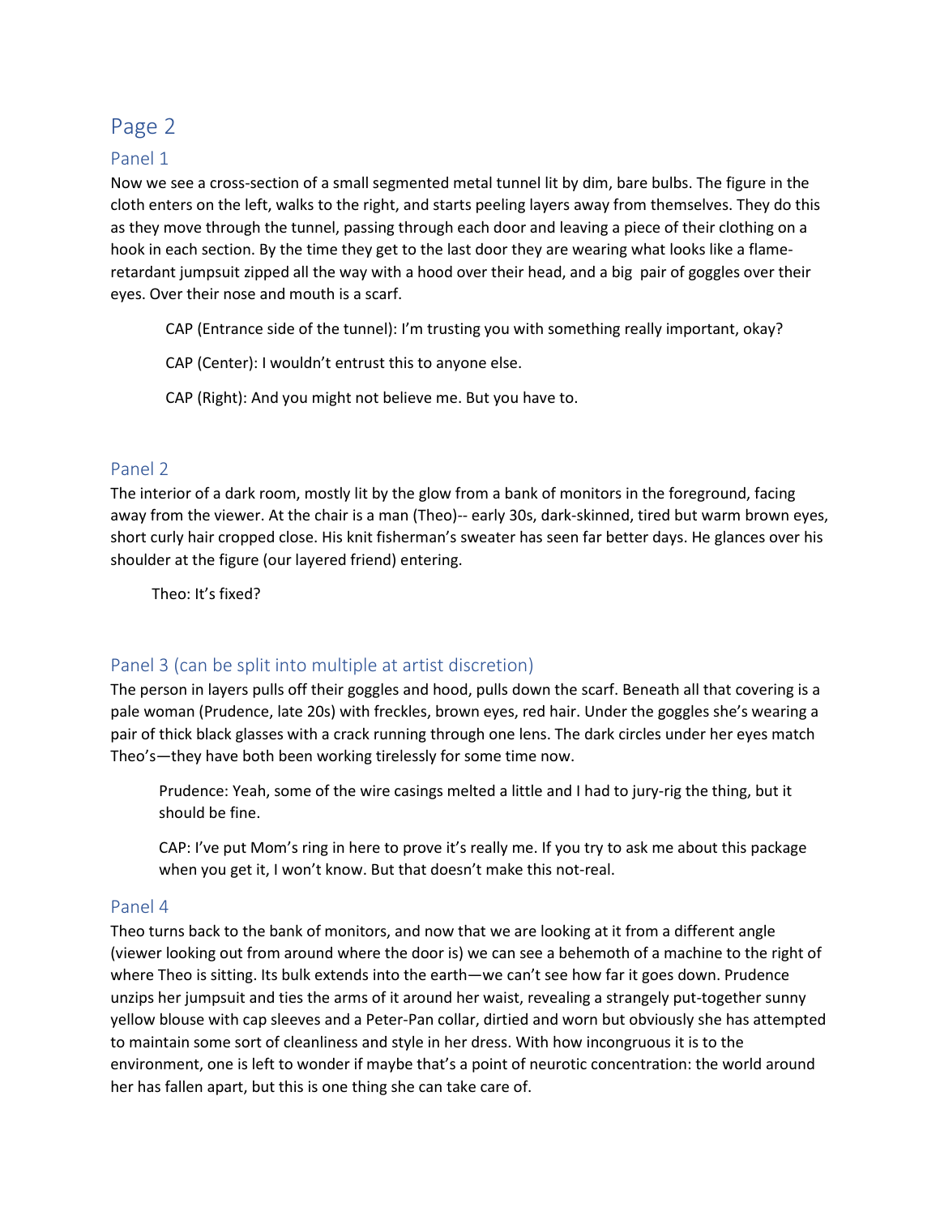# Page 2

## Panel 1

Now we see a cross-section of a small segmented metal tunnel lit by dim, bare bulbs. The figure in the cloth enters on the left, walks to the right, and starts peeling layers away from themselves. They do this as they move through the tunnel, passing through each door and leaving a piece of their clothing on a hook in each section. By the time they get to the last door they are wearing what looks like a flame-retardant jumpsuit zipped all the way with a hood over their head, and a big pair of goggles over their eyes. Over their nose and mouth is a scarf.

CAP (Entrance side of the tunnel): I'm trusting you with something really important, okay?

CAP (Center): I wouldn't entrust this to anyone else.

CAP (Right): And you might not believe me. But you have to.

## Panel 2

The interior of a dark room, mostly lit by the glow from a bank of monitors in the foreground, facing away from the viewer. At the chair is a man (Theo)-- early 30s, dark-skinned, tired but warm brown eyes, short curly hair cropped close. His knit fisherman's sweater has seen far better days. He glances over his shoulder at the figure (our layered friend) entering.

Theo: It's fixed?

## Panel 3 (can be split into multiple at artist discretion)

The person in layers pulls off their goggles and hood, pulls down the scarf. Beneath all that covering is a pale woman (Prudence, late 20s) with freckles, brown eyes, red hair. Under the goggles she's wearing a pair of thick black glasses with a crack running through one lens. The dark circles under her eyes match Theo's—they have both been working tirelessly for some time now.

Prudence: Yeah, some of the wire casings melted a little and I had to jury-rig the thing, but it should be fine.

CAP: I've put Mom's ring in here to prove it's really me. If you try to ask me about this package when you get it, I won't know. But that doesn't make this not-real.

## Panel 4

Theo turns back to the bank of monitors, and now that we are looking at it from a different angle (viewer looking out from around where the door is) we can see a behemoth of a machine to the right of where Theo is sitting. Its bulk extends into the earth—we can't see how far it goes down. Prudence unzips her jumpsuit and ties the arms of it around her waist, revealing a strangely put-together sunny yellow blouse with cap sleeves and a Peter-Pan collar, dirtied and worn but obviously she has attempted to maintain some sort of cleanliness and style in her dress. With how incongruous it is to the environment, one is left to wonder if maybe that's a point of neurotic concentration: the world around her has fallen apart, but this is one thing she can take care of.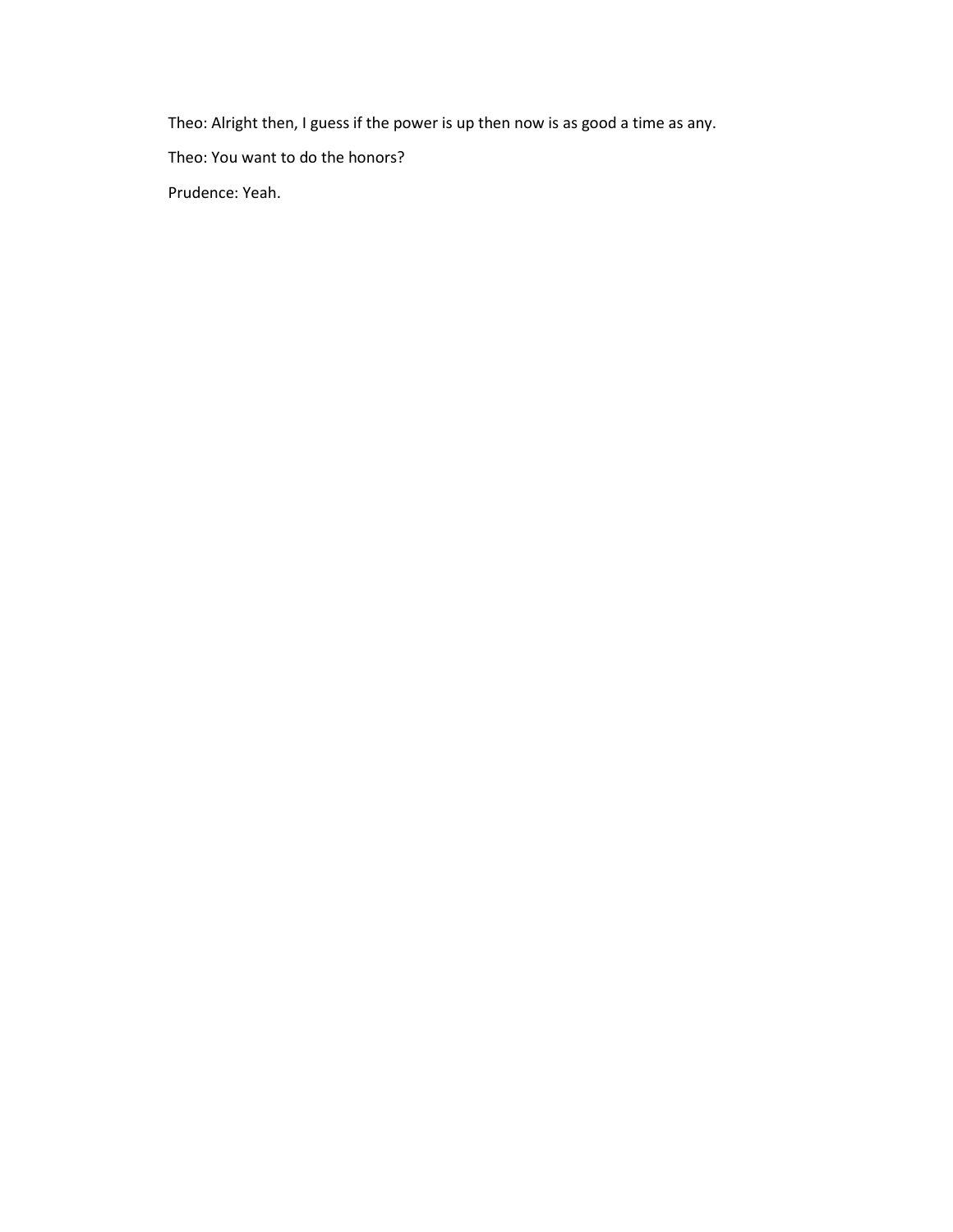Theo: Alright then, I guess if the power is up then now is as good a time as any.

Theo: You want to do the honors?

Prudence: Yeah.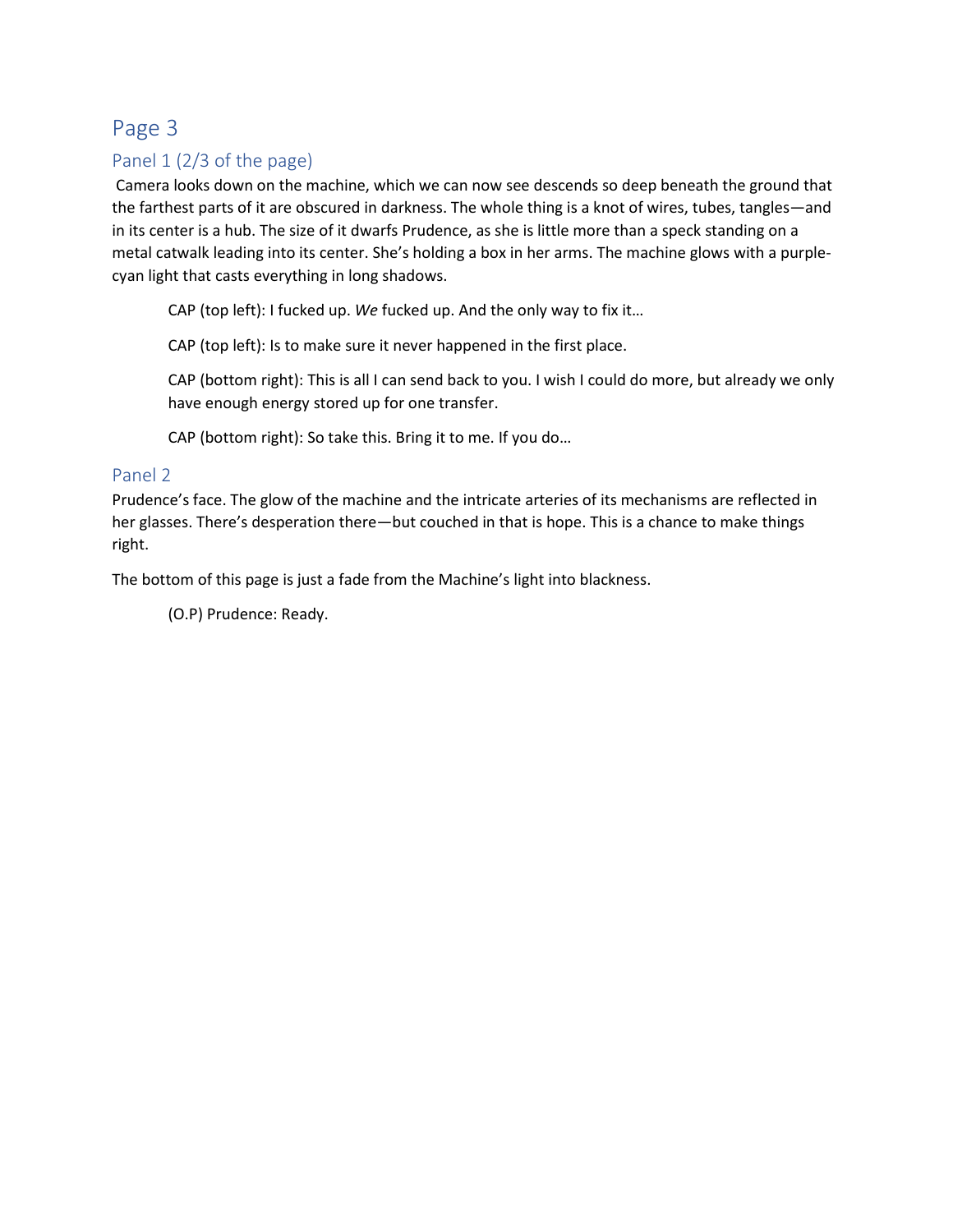# Page 3

## Panel 1 (2/3 of the page)

Camera looks down on the machine, which we can now see descends so deep beneath the ground that the farthest parts of it are obscured in darkness. The whole thing is a knot of wires, tubes, tangles—and in its center is a hub. The size of it dwarfs Prudence, as she is little more than a speck standing on a metal catwalk leading into its center. She's holding a box in her arms. The machine glows with a purple-cyan light that casts everything in long shadows.

> CAP (top left): I fucked up. *We* fucked up. And the only way to fix it…
>
> CAP (top left): Is to make sure it never happened in the first place.
>
> CAP (bottom right): This is all I can send back to you. I wish I could do more, but already we only have enough energy stored up for one transfer.
>
> CAP (bottom right): So take this. Bring it to me. If you do…

## Panel 2

Prudence's face. The glow of the machine and the intricate arteries of its mechanisms are reflected in her glasses. There's desperation there—but couched in that is hope. This is a chance to make things right.

The bottom of this page is just a fade from the Machine's light into blackness.

> (O.P) Prudence: Ready.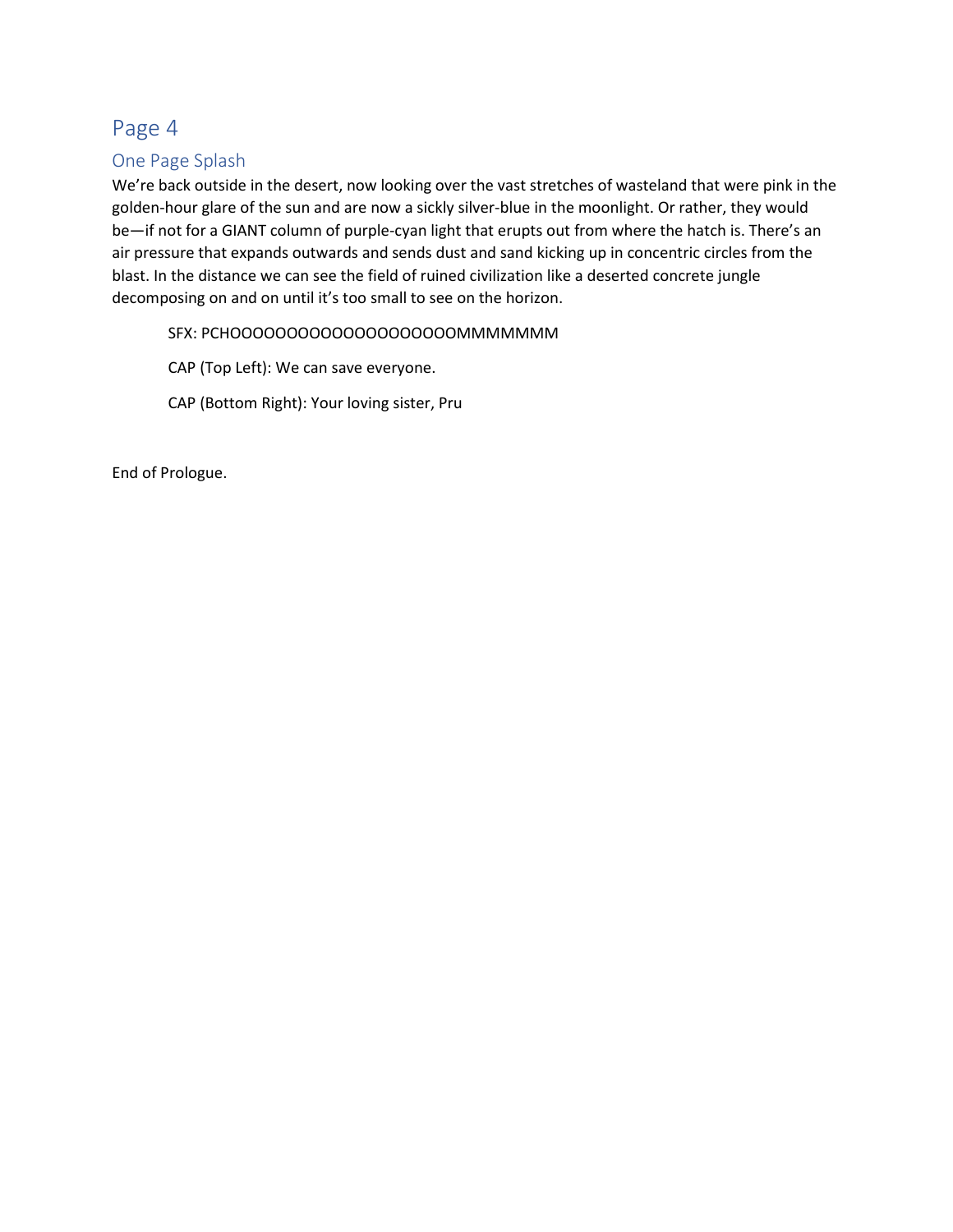# Page 4

## One Page Splash

We're back outside in the desert, now looking over the vast stretches of wasteland that were pink in the golden-hour glare of the sun and are now a sickly silver-blue in the moonlight. Or rather, they would be—if not for a GIANT column of purple-cyan light that erupts out from where the hatch is. There's an air pressure that expands outwards and sends dust and sand kicking up in concentric circles from the blast. In the distance we can see the field of ruined civilization like a deserted concrete jungle decomposing on and on until it's too small to see on the horizon.

SFX: PCHOOOOOOOOOOOOOOOOOOOOMMMMMMM

CAP (Top Left): We can save everyone.

CAP (Bottom Right): Your loving sister, Pru

End of Prologue.